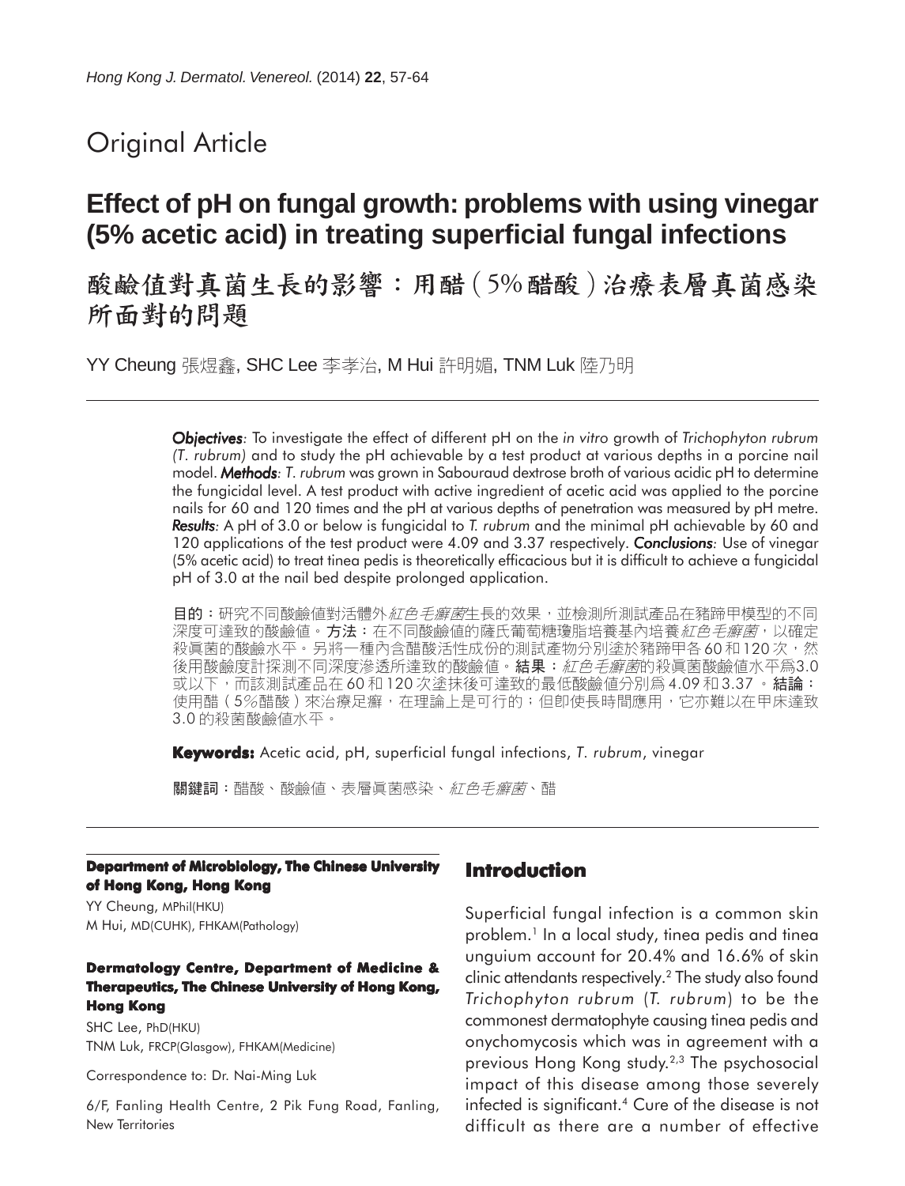Original Article

# Effect of pH on fungal growth: problems with using vinegar (5% acetic acid) in treating superficial fungal infections

# 酸鹼值對真菌生長的影響：用醋（5%醋酸）治療表層真菌感染所面對的問題

YY Cheung 張煜鑫, SHC Lee 李孝治, M Hui 許明媚, TNM Luk 陸乃明

***Objectives**: To investigate the effect of different pH on the in vitro growth of Trichophyton rubrum (T. rubrum) and to study the pH achievable by a test product at various depths in a porcine nail model. **Methods**: T. rubrum was grown in Sabouraud dextrose broth of various acidic pH to determine the fungicidal level. A test product with active ingredient of acetic acid was applied to the porcine nails for 60 and 120 times and the pH at various depths of penetration was measured by pH metre. **Results**: A pH of 3.0 or below is fungicidal to T. rubrum and the minimal pH achievable by 60 and 120 applications of the test product were 4.09 and 3.37 respectively. **Conclusions**: Use of vinegar (5% acetic acid) to treat tinea pedis is theoretically efficacious but it is difficult to achieve a fungicidal pH of 3.0 at the nail bed despite prolonged application.*

**目的**：研究不同酸鹼值對活體外*紅色毛癬菌*生長的效果，並檢測所測試產品在豬蹄甲模型的不同深度可達致的酸鹼值。**方法**：在不同酸鹼值的薩氏葡萄糖瓊脂培養基內培養*紅色毛癬菌*，以確定殺真菌的酸鹼水平。另將一種內含醋酸活性成份的測試產物分別塗於豬蹄甲各60和120次，然後用酸鹼度計探測不同深度滲透所達致的酸鹼值。**結果**：*紅色毛癬菌*的殺真菌酸鹼值水平爲3.0或以下，而該測試產品在60和120次塗抹後可達致的最低酸鹼值分別爲4.09和3.37。**結論**：使用醋（5%醋酸）來治療足癬，在理論上是可行的；但即使長時間應用，它亦難以在甲床達致3.0的殺菌酸鹼值水平。

**Keywords:** Acetic acid, pH, superficial fungal infections, *T. rubrum*, vinegar

**關鍵詞**：醋酸、酸鹼值、表層真菌感染、*紅色毛癬菌*、醋

**Department of Microbiology, The Chinese University of Hong Kong, Hong Kong**

YY Cheung, MPhil(HKU)
M Hui, MD(CUHK), FHKAM(Pathology)

**Dermatology Centre, Department of Medicine & Therapeutics, The Chinese University of Hong Kong, Hong Kong**

SHC Lee, PhD(HKU)
TNM Luk, FRCP(Glasgow), FHKAM(Medicine)

Correspondence to: Dr. Nai-Ming Luk

6/F, Fanling Health Centre, 2 Pik Fung Road, Fanling, New Territories

## Introduction

Superficial fungal infection is a common skin problem.[1] In a local study, tinea pedis and tinea unguium account for 20.4% and 16.6% of skin clinic attendants respectively.[2] The study also found *Trichophyton rubrum* (*T. rubrum*) to be the commonest dermatophyte causing tinea pedis and onychomycosis which was in agreement with a previous Hong Kong study.[2,3] The psychosocial impact of this disease among those severely infected is significant.[4] Cure of the disease is not difficult as there are a number of effective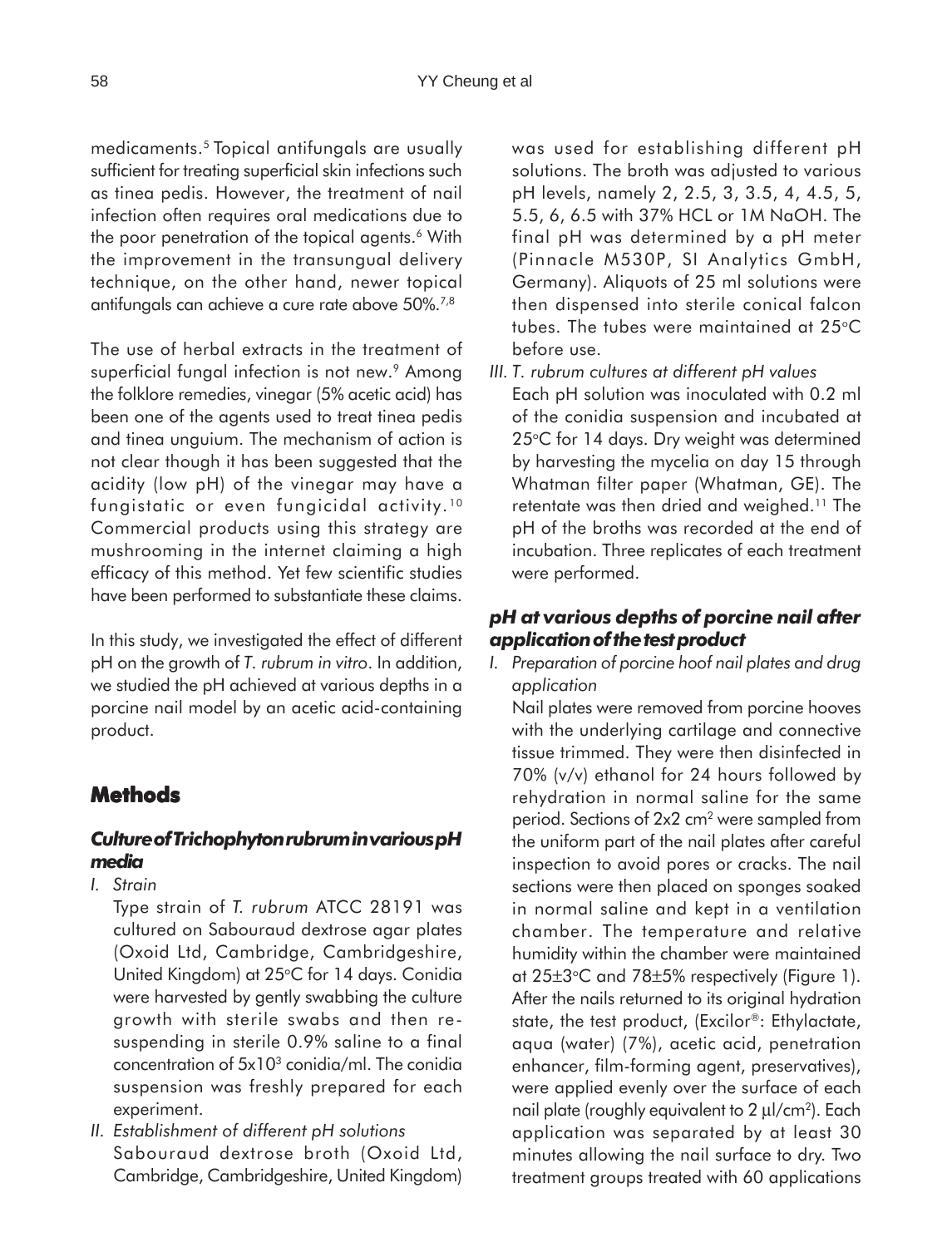medicaments.[5] Topical antifungals are usually sufficient for treating superficial skin infections such as tinea pedis. However, the treatment of nail infection often requires oral medications due to the poor penetration of the topical agents.[6] With the improvement in the transungual delivery technique, on the other hand, newer topical antifungals can achieve a cure rate above 50%.[7,8]

The use of herbal extracts in the treatment of superficial fungal infection is not new.[9] Among the folklore remedies, vinegar (5% acetic acid) has been one of the agents used to treat tinea pedis and tinea unguium. The mechanism of action is not clear though it has been suggested that the acidity (low pH) of the vinegar may have a fungistatic or even fungicidal activity.[10] Commercial products using this strategy are mushrooming in the internet claiming a high efficacy of this method. Yet few scientific studies have been performed to substantiate these claims.

In this study, we investigated the effect of different pH on the growth of *T. rubrum in vitro*. In addition, we studied the pH achieved at various depths in a porcine nail model by an acetic acid-containing product.

## Methods

### *Culture of Trichophyton rubrum in various pH media*

*I. Strain*

Type strain of *T. rubrum* ATCC 28191 was cultured on Sabouraud dextrose agar plates (Oxoid Ltd, Cambridge, Cambridgeshire, United Kingdom) at 25°C for 14 days. Conidia were harvested by gently swabbing the culture growth with sterile swabs and then re-suspending in sterile 0.9% saline to a final concentration of $5x10^3$ conidia/ml. The conidia suspension was freshly prepared for each experiment.

*II. Establishment of different pH solutions*

Sabouraud dextrose broth (Oxoid Ltd, Cambridge, Cambridgeshire, United Kingdom) was used for establishing different pH solutions. The broth was adjusted to various pH levels, namely 2, 2.5, 3, 3.5, 4, 4.5, 5, 5.5, 6, 6.5 with 37% HCL or 1M NaOH. The final pH was determined by a pH meter (Pinnacle M530P, SI Analytics GmbH, Germany). Aliquots of 25 ml solutions were then dispensed into sterile conical falcon tubes. The tubes were maintained at 25°C before use.

*III. T. rubrum cultures at different pH values*

Each pH solution was inoculated with 0.2 ml of the conidia suspension and incubated at 25°C for 14 days. Dry weight was determined by harvesting the mycelia on day 15 through Whatman filter paper (Whatman, GE). The retentate was then dried and weighed.[11] The pH of the broths was recorded at the end of incubation. Three replicates of each treatment were performed.

### *pH at various depths of porcine nail after application of the test product*

*I. Preparation of porcine hoof nail plates and drug application*

Nail plates were removed from porcine hooves with the underlying cartilage and connective tissue trimmed. They were then disinfected in 70% (v/v) ethanol for 24 hours followed by rehydration in normal saline for the same period. Sections of $2x2$ $cm^2$ were sampled from the uniform part of the nail plates after careful inspection to avoid pores or cracks. The nail sections were then placed on sponges soaked in normal saline and kept in a ventilation chamber. The temperature and relative humidity within the chamber were maintained at 25±3°C and 78±5% respectively (Figure 1). After the nails returned to its original hydration state, the test product, (Excilor®: Ethylactate, aqua (water) (7%), acetic acid, penetration enhancer, film-forming agent, preservatives), were applied evenly over the surface of each nail plate (roughly equivalent to 2 μl/$cm^2$). Each application was separated by at least 30 minutes allowing the nail surface to dry. Two treatment groups treated with 60 applications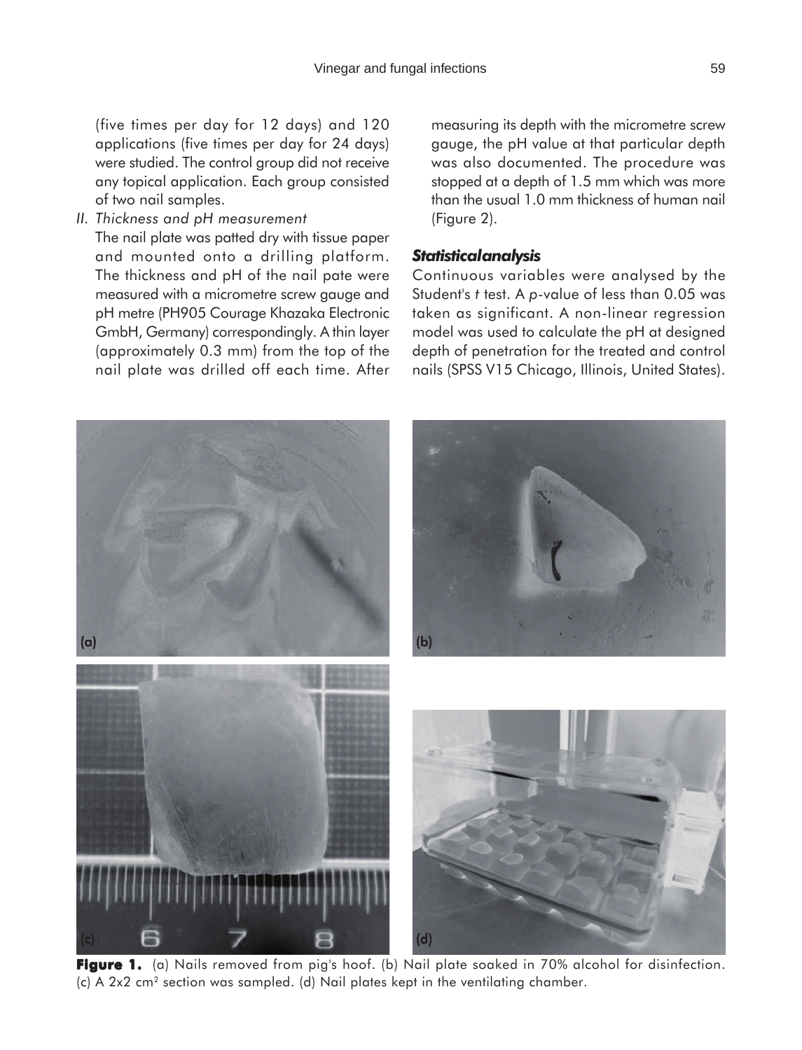(five times per day for 12 days) and 120 applications (five times per day for 24 days) were studied. The control group did not receive any topical application. Each group consisted of two nail samples.

*II. Thickness and pH measurement*

The nail plate was patted dry with tissue paper and mounted onto a drilling platform. The thickness and pH of the nail pate were measured with a micrometre screw gauge and pH metre (PH905 Courage Khazaka Electronic GmbH, Germany) correspondingly. A thin layer (approximately 0.3 mm) from the top of the nail plate was drilled off each time. After measuring its depth with the micrometre screw gauge, the pH value at that particular depth was also documented. The procedure was stopped at a depth of 1.5 mm which was more than the usual 1.0 mm thickness of human nail (Figure 2).

### *Statistical analysis*

Continuous variables were analysed by the Student's *t* test. A *p*-value of less than 0.05 was taken as significant. A non-linear regression model was used to calculate the pH at designed depth of penetration for the treated and control nails (SPSS V15 Chicago, Illinois, United States).

**Figure 1.** (a) Nails removed from pig's hoof. (b) Nail plate soaked in 70% alcohol for disinfection. (c) A 2x2 cm[2] section was sampled. (d) Nail plates kept in the ventilating chamber.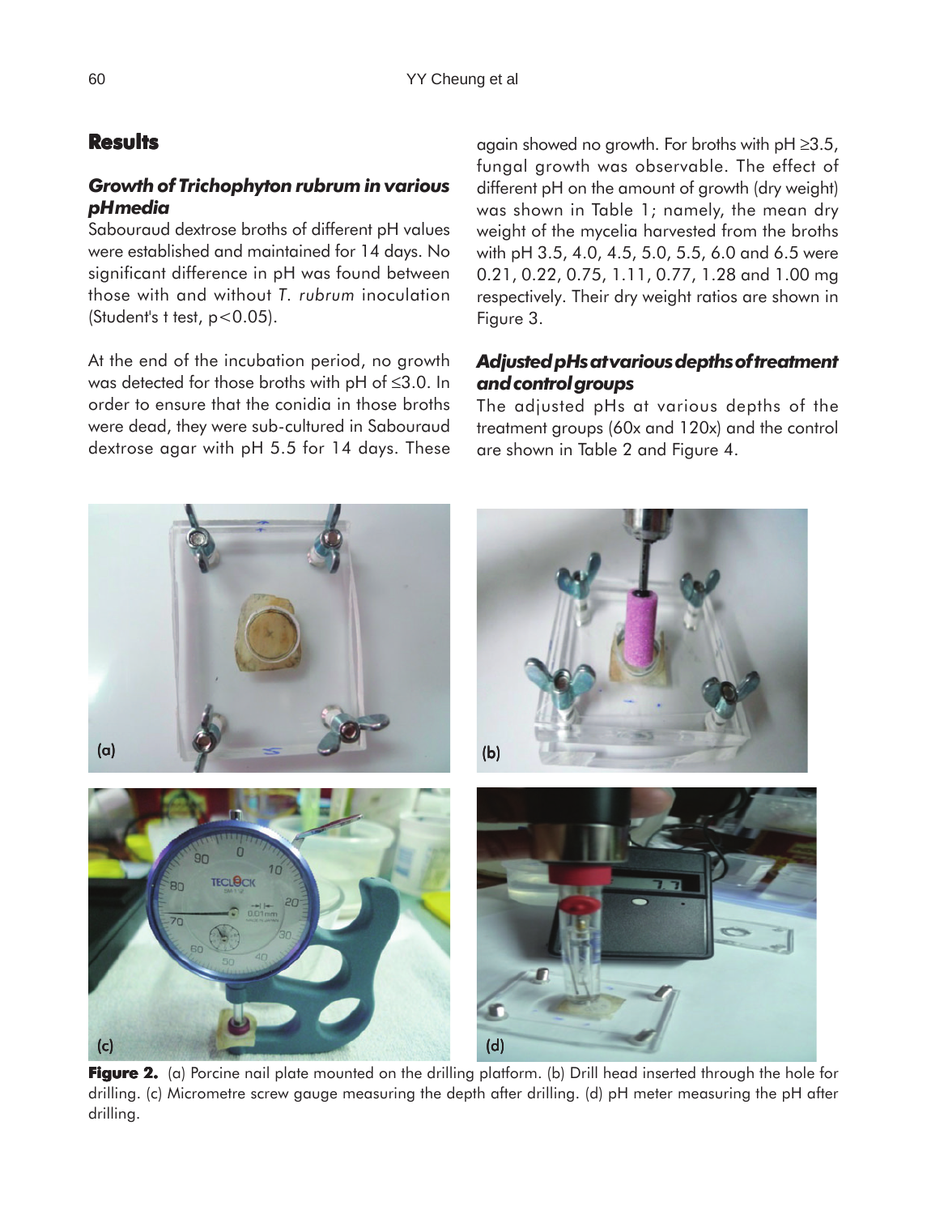## Results

### *Growth of Trichophyton rubrum in various pH media*

Sabouraud dextrose broths of different pH values were established and maintained for 14 days. No significant difference in pH was found between those with and without *T. rubrum* inoculation (Student's t test, $p<0.05$).

At the end of the incubation period, no growth was detected for those broths with pH of ≤3.0. In order to ensure that the conidia in those broths were dead, they were sub-cultured in Sabouraud dextrose agar with pH 5.5 for 14 days. These again showed no growth. For broths with pH ≥3.5, fungal growth was observable. The effect of different pH on the amount of growth (dry weight) was shown in Table 1; namely, the mean dry weight of the mycelia harvested from the broths with pH 3.5, 4.0, 4.5, 5.0, 5.5, 6.0 and 6.5 were 0.21, 0.22, 0.75, 1.11, 0.77, 1.28 and 1.00 mg respectively. Their dry weight ratios are shown in Figure 3.

### *Adjusted pHs at various depths of treatment and control groups*

The adjusted pHs at various depths of the treatment groups (60x and 120x) and the control are shown in Table 2 and Figure 4.

**Figure 2.** (a) Porcine nail plate mounted on the drilling platform. (b) Drill head inserted through the hole for drilling. (c) Micrometre screw gauge measuring the depth after drilling. (d) pH meter measuring the pH after drilling.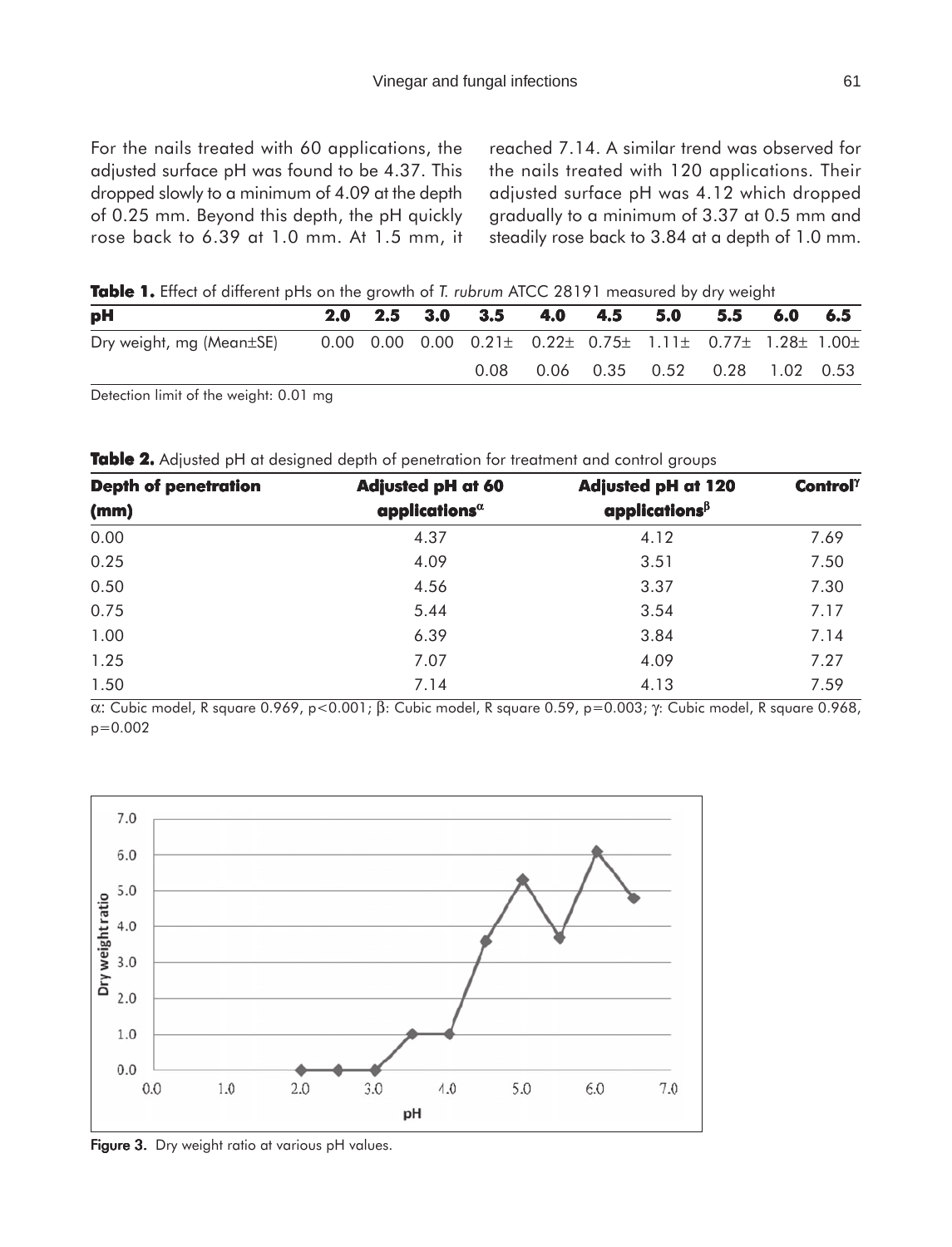For the nails treated with 60 applications, the adjusted surface pH was found to be 4.37. This dropped slowly to a minimum of 4.09 at the depth of 0.25 mm. Beyond this depth, the pH quickly rose back to 6.39 at 1.0 mm. At 1.5 mm, it reached 7.14. A similar trend was observed for the nails treated with 120 applications. Their adjusted surface pH was 4.12 which dropped gradually to a minimum of 3.37 at 0.5 mm and steadily rose back to 3.84 at a depth of 1.0 mm.

**Table 1.** Effect of different pHs on the growth of *T. rubrum* ATCC 28191 measured by dry weight

| pH | 2.0 | 2.5 | 3.0 | 3.5 | 4.0 | 4.5 | 5.0 | 5.5 | 6.0 | 6.5 |
|---|---|---|---|---|---|---|---|---|---|---|
| Dry weight, mg (Mean±SE) | 0.00 | 0.00 | 0.00 | 0.21± 0.08 | 0.22± 0.06 | 0.75± 0.35 | 1.11± 0.52 | 0.77± 0.28 | 1.28± 1.02 | 1.00± 0.53 |

Detection limit of the weight: 0.01 mg

**Table 2.** Adjusted pH at designed depth of penetration for treatment and control groups

| Depth of penetration (mm) | Adjusted pH at 60 applications$^{\alpha}$ | Adjusted pH at 120 applications$^{\beta}$ | Control$^{\gamma}$ |
|---|---|---|---|
| 0.00 | 4.37 | 4.12 | 7.69 |
| 0.25 | 4.09 | 3.51 | 7.50 |
| 0.50 | 4.56 | 3.37 | 7.30 |
| 0.75 | 5.44 | 3.54 | 7.17 |
| 1.00 | 6.39 | 3.84 | 7.14 |
| 1.25 | 7.07 | 4.09 | 7.27 |
| 1.50 | 7.14 | 4.13 | 7.59 |

$\alpha$: Cubic model, R square 0.969, $p<0.001$; $\beta$: Cubic model, R square 0.59, $p=0.003$; $\gamma$: Cubic model, R square 0.968, $p=0.002$

**Figure 3.** Dry weight ratio at various pH values.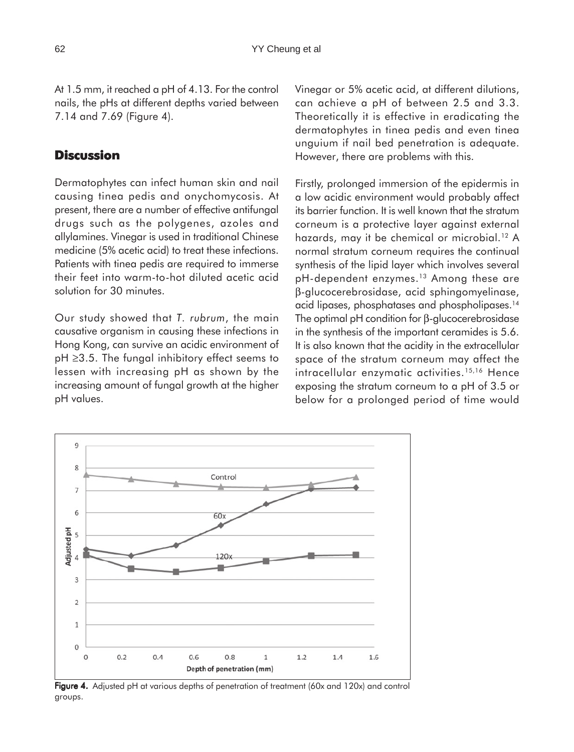At 1.5 mm, it reached a pH of 4.13. For the control nails, the pHs at different depths varied between 7.14 and 7.69 (Figure 4).

## Discussion

Dermatophytes can infect human skin and nail causing tinea pedis and onychomycosis. At present, there are a number of effective antifungal drugs such as the polygenes, azoles and allylamines. Vinegar is used in traditional Chinese medicine (5% acetic acid) to treat these infections. Patients with tinea pedis are required to immerse their feet into warm-to-hot diluted acetic acid solution for 30 minutes.

Our study showed that *T. rubrum*, the main causative organism in causing these infections in Hong Kong, can survive an acidic environment of pH ≥3.5. The fungal inhibitory effect seems to lessen with increasing pH as shown by the increasing amount of fungal growth at the higher pH values.

Vinegar or 5% acetic acid, at different dilutions, can achieve a pH of between 2.5 and 3.3. Theoretically it is effective in eradicating the dermatophytes in tinea pedis and even tinea unguium if nail bed penetration is adequate. However, there are problems with this.

Firstly, prolonged immersion of the epidermis in a low acidic environment would probably affect its barrier function. It is well known that the stratum corneum is a protective layer against external hazards, may it be chemical or microbial.[12] A normal stratum corneum requires the continual synthesis of the lipid layer which involves several pH-dependent enzymes.[13] Among these are β-glucocerebrosidase, acid sphingomyelinase, acid lipases, phosphatases and phospholipases.[14] The optimal pH condition for β-glucocerebrosidase in the synthesis of the important ceramides is 5.6. It is also known that the acidity in the extracellular space of the stratum corneum may affect the intracellular enzymatic activities.[15,16] Hence exposing the stratum corneum to a pH of 3.5 or below for a prolonged period of time would

**Figure 4.** Adjusted pH at various depths of penetration of treatment (60x and 120x) and control groups.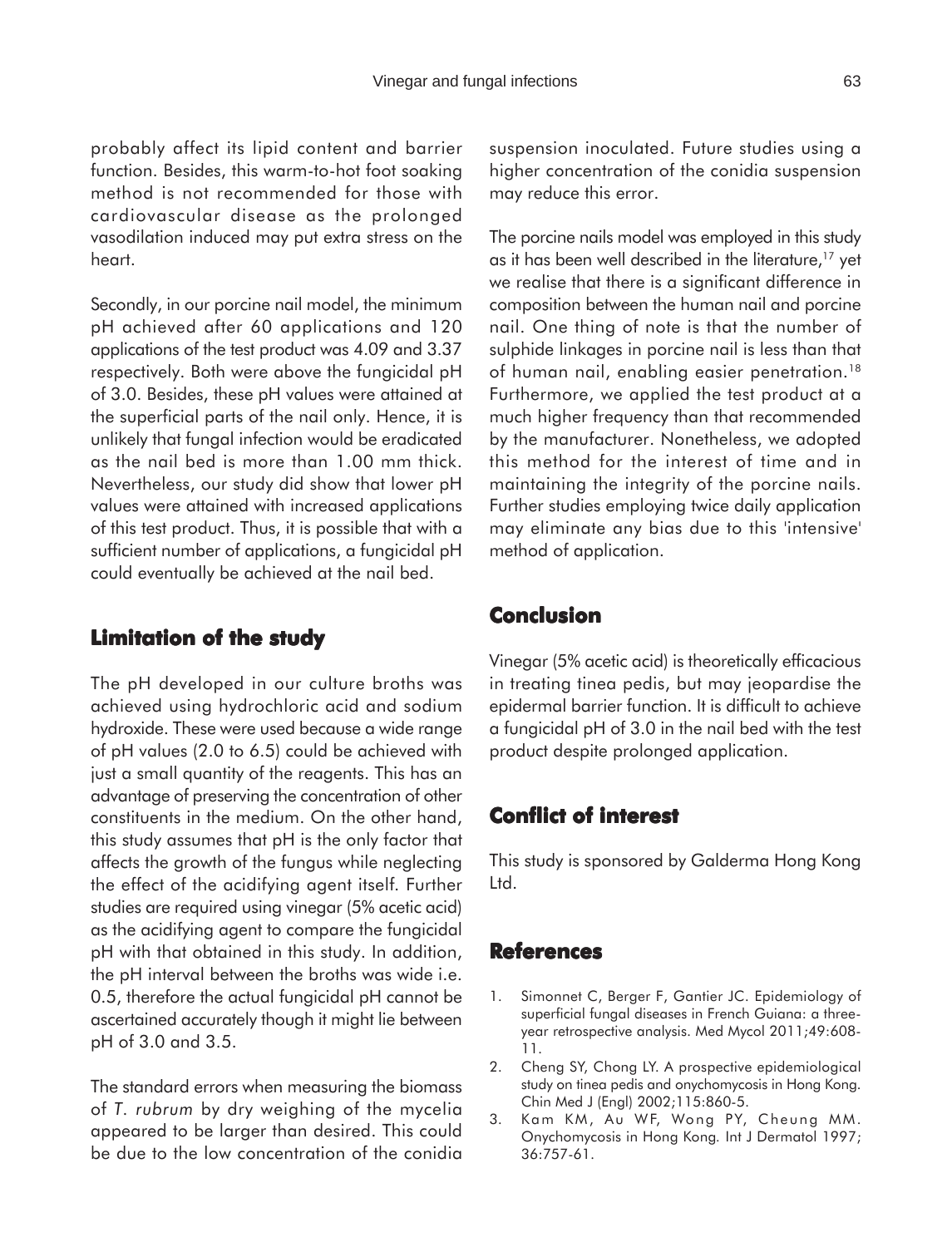probably affect its lipid content and barrier function. Besides, this warm-to-hot foot soaking method is not recommended for those with cardiovascular disease as the prolonged vasodilation induced may put extra stress on the heart.

Secondly, in our porcine nail model, the minimum pH achieved after 60 applications and 120 applications of the test product was 4.09 and 3.37 respectively. Both were above the fungicidal pH of 3.0. Besides, these pH values were attained at the superficial parts of the nail only. Hence, it is unlikely that fungal infection would be eradicated as the nail bed is more than 1.00 mm thick. Nevertheless, our study did show that lower pH values were attained with increased applications of this test product. Thus, it is possible that with a sufficient number of applications, a fungicidal pH could eventually be achieved at the nail bed.

## Limitation of the study

The pH developed in our culture broths was achieved using hydrochloric acid and sodium hydroxide. These were used because a wide range of pH values (2.0 to 6.5) could be achieved with just a small quantity of the reagents. This has an advantage of preserving the concentration of other constituents in the medium. On the other hand, this study assumes that pH is the only factor that affects the growth of the fungus while neglecting the effect of the acidifying agent itself. Further studies are required using vinegar (5% acetic acid) as the acidifying agent to compare the fungicidal pH with that obtained in this study. In addition, the pH interval between the broths was wide i.e. 0.5, therefore the actual fungicidal pH cannot be ascertained accurately though it might lie between pH of 3.0 and 3.5.

The standard errors when measuring the biomass of *T. rubrum* by dry weighing of the mycelia appeared to be larger than desired. This could be due to the low concentration of the conidia suspension inoculated. Future studies using a higher concentration of the conidia suspension may reduce this error.

The porcine nails model was employed in this study as it has been well described in the literature,[17] yet we realise that there is a significant difference in composition between the human nail and porcine nail. One thing of note is that the number of sulphide linkages in porcine nail is less than that of human nail, enabling easier penetration.[18] Furthermore, we applied the test product at a much higher frequency than that recommended by the manufacturer. Nonetheless, we adopted this method for the interest of time and in maintaining the integrity of the porcine nails. Further studies employing twice daily application may eliminate any bias due to this 'intensive' method of application.

## Conclusion

Vinegar (5% acetic acid) is theoretically efficacious in treating tinea pedis, but may jeopardise the epidermal barrier function. It is difficult to achieve a fungicidal pH of 3.0 in the nail bed with the test product despite prolonged application.

## Conflict of interest

This study is sponsored by Galderma Hong Kong Ltd.

## References

1. Simonnet C, Berger F, Gantier JC. Epidemiology of superficial fungal diseases in French Guiana: a three-year retrospective analysis. Med Mycol 2011;49:608-11.
2. Cheng SY, Chong LY. A prospective epidemiological study on tinea pedis and onychomycosis in Hong Kong. Chin Med J (Engl) 2002;115:860-5.
3. Kam KM, Au WF, Wong PY, Cheung MM. Onychomycosis in Hong Kong. Int J Dermatol 1997; 36:757-61.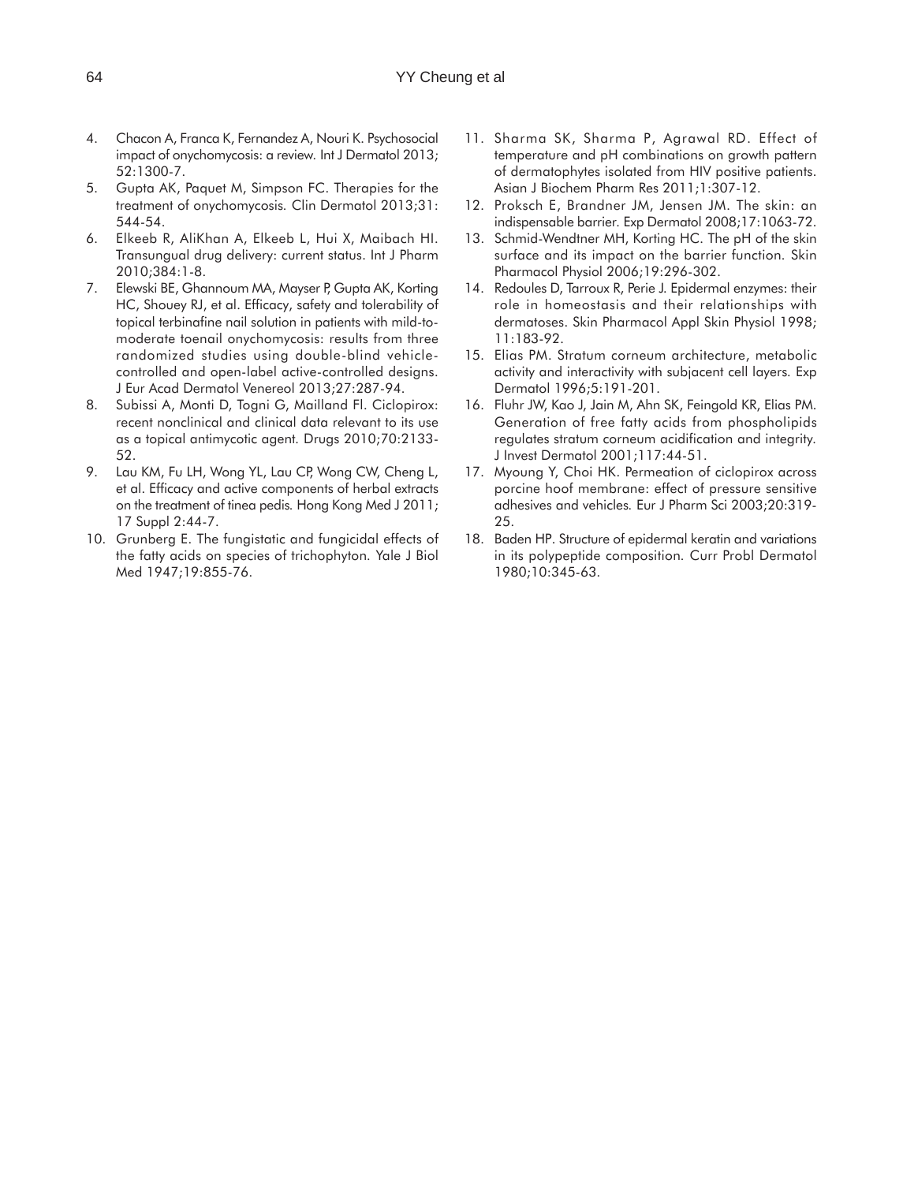4. Chacon A, Franca K, Fernandez A, Nouri K. Psychosocial impact of onychomycosis: a review. Int J Dermatol 2013; 52:1300-7.
5. Gupta AK, Paquet M, Simpson FC. Therapies for the treatment of onychomycosis. Clin Dermatol 2013;31: 544-54.
6. Elkeeb R, AliKhan A, Elkeeb L, Hui X, Maibach HI. Transungual drug delivery: current status. Int J Pharm 2010;384:1-8.
7. Elewski BE, Ghannoum MA, Mayser P, Gupta AK, Korting HC, Shouey RJ, et al. Efficacy, safety and tolerability of topical terbinafine nail solution in patients with mild-to-moderate toenail onychomycosis: results from three randomized studies using double-blind vehicle-controlled and open-label active-controlled designs. J Eur Acad Dermatol Venereol 2013;27:287-94.
8. Subissi A, Monti D, Togni G, Mailland FI. Ciclopirox: recent nonclinical and clinical data relevant to its use as a topical antimycotic agent. Drugs 2010;70:2133-52.
9. Lau KM, Fu LH, Wong YL, Lau CP, Wong CW, Cheng L, et al. Efficacy and active components of herbal extracts on the treatment of tinea pedis. Hong Kong Med J 2011; 17 Suppl 2:44-7.
10. Grunberg E. The fungistatic and fungicidal effects of the fatty acids on species of trichophyton. Yale J Biol Med 1947;19:855-76.
11. Sharma SK, Sharma P, Agrawal RD. Effect of temperature and pH combinations on growth pattern of dermatophytes isolated from HIV positive patients. Asian J Biochem Pharm Res 2011;1:307-12.
12. Proksch E, Brandner JM, Jensen JM. The skin: an indispensable barrier. Exp Dermatol 2008;17:1063-72.
13. Schmid-Wendtner MH, Korting HC. The pH of the skin surface and its impact on the barrier function. Skin Pharmacol Physiol 2006;19:296-302.
14. Redoules D, Tarroux R, Perie J. Epidermal enzymes: their role in homeostasis and their relationships with dermatoses. Skin Pharmacol Appl Skin Physiol 1998; 11:183-92.
15. Elias PM. Stratum corneum architecture, metabolic activity and interactivity with subjacent cell layers. Exp Dermatol 1996;5:191-201.
16. Fluhr JW, Kao J, Jain M, Ahn SK, Feingold KR, Elias PM. Generation of free fatty acids from phospholipids regulates stratum corneum acidification and integrity. J Invest Dermatol 2001;117:44-51.
17. Myoung Y, Choi HK. Permeation of ciclopirox across porcine hoof membrane: effect of pressure sensitive adhesives and vehicles. Eur J Pharm Sci 2003;20:319-25.
18. Baden HP. Structure of epidermal keratin and variations in its polypeptide composition. Curr Probl Dermatol 1980;10:345-63.